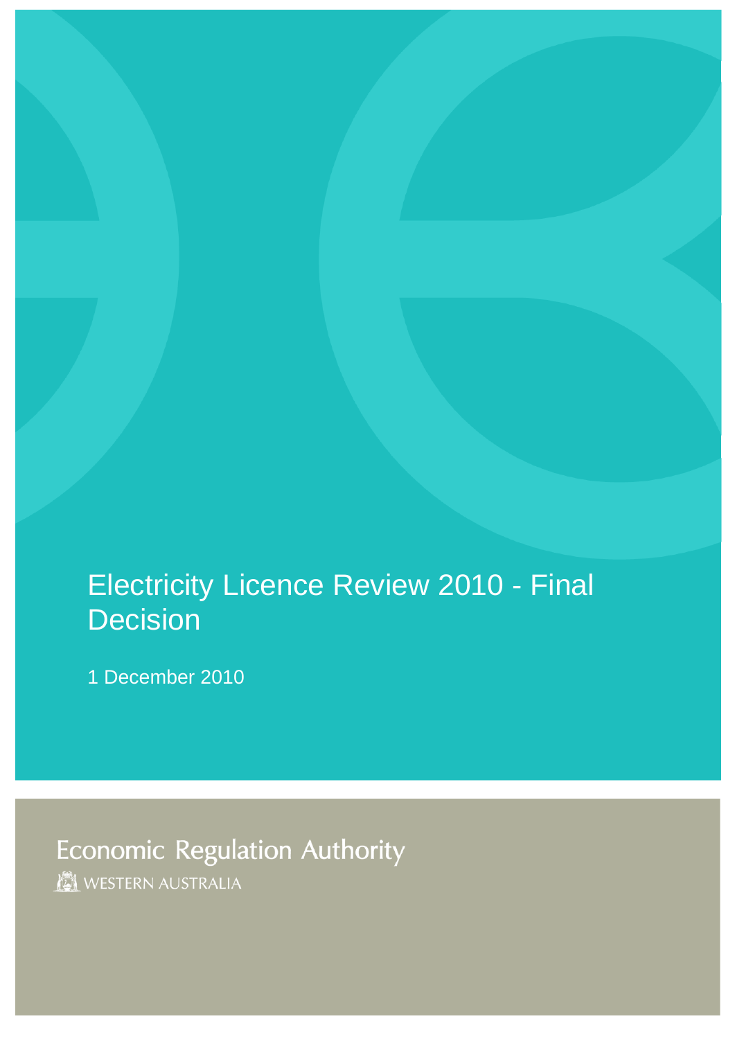# Electricity Licence Review 2010 - Final Decision

1 December 2010

Economic Regulation Authority

WESTERN AUSTRALIA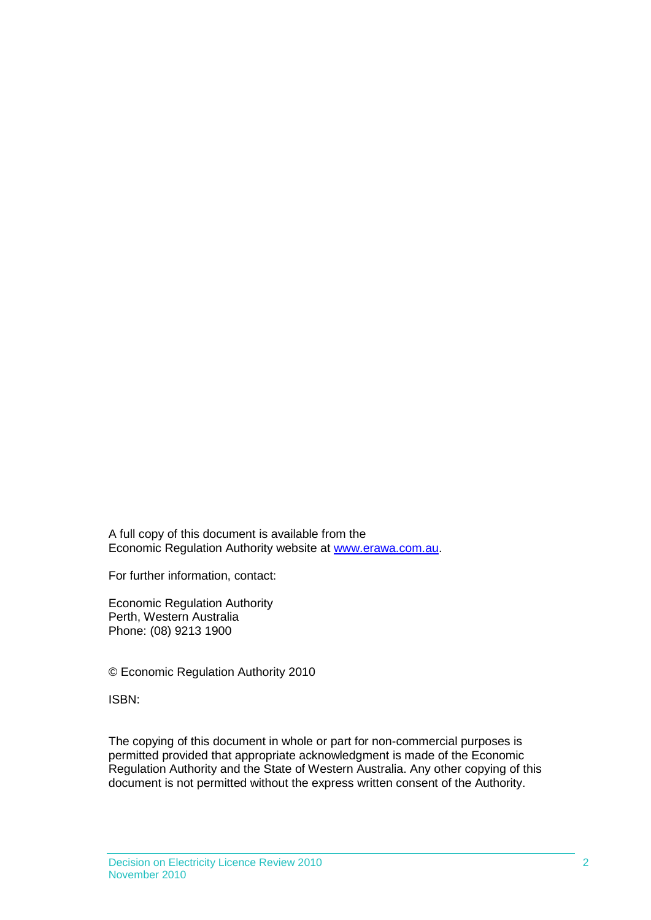A full copy of this document is available from the Economic Regulation Authority website at [www.erawa.com.au](http://www.erawa.com.au).

For further information, contact:

Economic Regulation Authority
Perth, Western Australia
Phone: (08) 9213 1900

© Economic Regulation Authority 2010

ISBN:

The copying of this document in whole or part for non-commercial purposes is permitted provided that appropriate acknowledgment is made of the Economic Regulation Authority and the State of Western Australia. Any other copying of this document is not permitted without the express written consent of the Authority.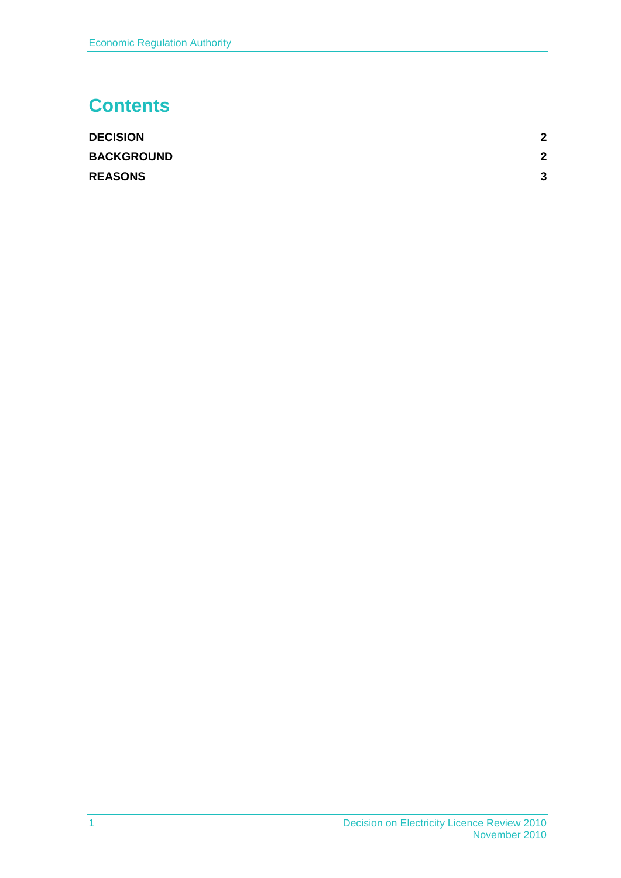# Contents

| | |
|---|---|
| **DECISION** | **2** |
| **BACKGROUND** | **2** |
| **REASONS** | **3** |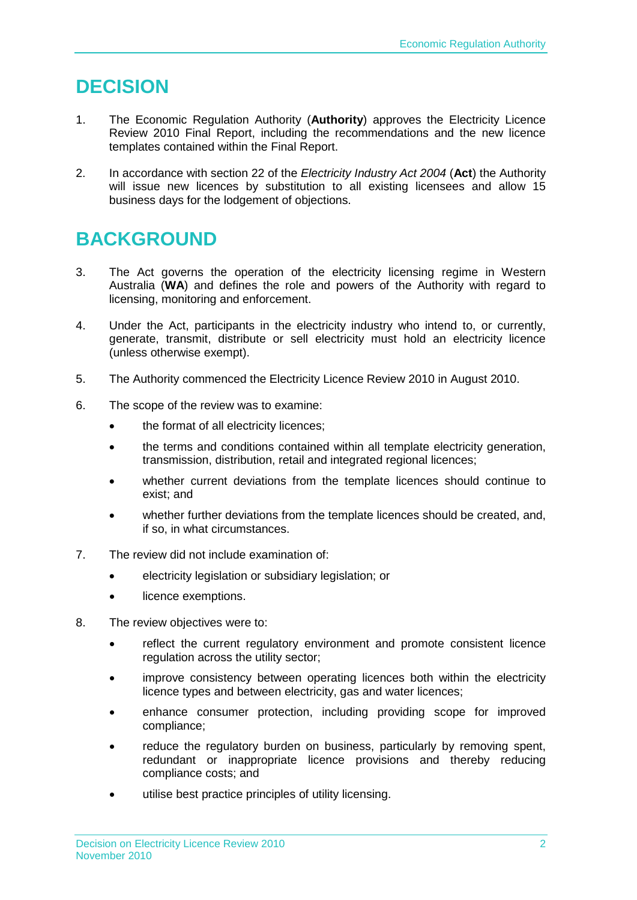# DECISION

1. The Economic Regulation Authority (**Authority**) approves the Electricity Licence Review 2010 Final Report, including the recommendations and the new licence templates contained within the Final Report.

2. In accordance with section 22 of the *Electricity Industry Act 2004* (**Act**) the Authority will issue new licences by substitution to all existing licensees and allow 15 business days for the lodgement of objections.

# BACKGROUND

3. The Act governs the operation of the electricity licensing regime in Western Australia (**WA**) and defines the role and powers of the Authority with regard to licensing, monitoring and enforcement.

4. Under the Act, participants in the electricity industry who intend to, or currently, generate, transmit, distribute or sell electricity must hold an electricity licence (unless otherwise exempt).

5. The Authority commenced the Electricity Licence Review 2010 in August 2010.

6. The scope of the review was to examine:

   - the format of all electricity licences;
   - the terms and conditions contained within all template electricity generation, transmission, distribution, retail and integrated regional licences;
   - whether current deviations from the template licences should continue to exist; and
   - whether further deviations from the template licences should be created, and, if so, in what circumstances.

7. The review did not include examination of:

   - electricity legislation or subsidiary legislation; or
   - licence exemptions.

8. The review objectives were to:

   - reflect the current regulatory environment and promote consistent licence regulation across the utility sector;
   - improve consistency between operating licences both within the electricity licence types and between electricity, gas and water licences;
   - enhance consumer protection, including providing scope for improved compliance;
   - reduce the regulatory burden on business, particularly by removing spent, redundant or inappropriate licence provisions and thereby reducing compliance costs; and
   - utilise best practice principles of utility licensing.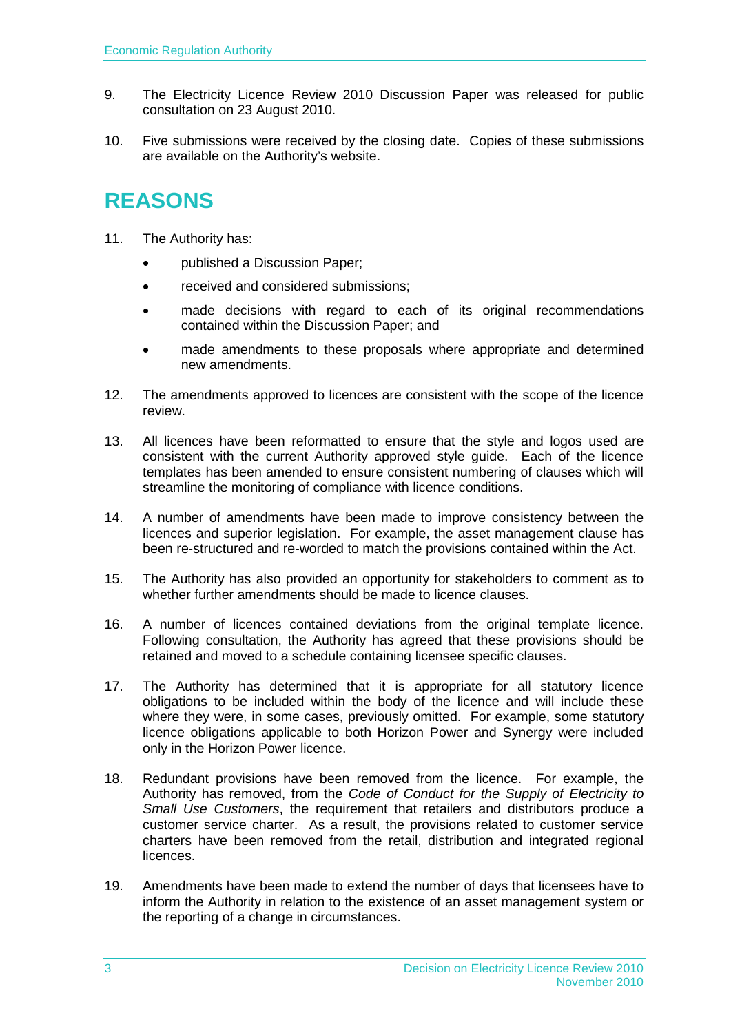9. The Electricity Licence Review 2010 Discussion Paper was released for public consultation on 23 August 2010.

10. Five submissions were received by the closing date. Copies of these submissions are available on the Authority's website.

# REASONS

11. The Authority has:

    - published a Discussion Paper;
    - received and considered submissions;
    - made decisions with regard to each of its original recommendations contained within the Discussion Paper; and
    - made amendments to these proposals where appropriate and determined new amendments.

12. The amendments approved to licences are consistent with the scope of the licence review.

13. All licences have been reformatted to ensure that the style and logos used are consistent with the current Authority approved style guide. Each of the licence templates has been amended to ensure consistent numbering of clauses which will streamline the monitoring of compliance with licence conditions.

14. A number of amendments have been made to improve consistency between the licences and superior legislation. For example, the asset management clause has been re-structured and re-worded to match the provisions contained within the Act.

15. The Authority has also provided an opportunity for stakeholders to comment as to whether further amendments should be made to licence clauses.

16. A number of licences contained deviations from the original template licence. Following consultation, the Authority has agreed that these provisions should be retained and moved to a schedule containing licensee specific clauses.

17. The Authority has determined that it is appropriate for all statutory licence obligations to be included within the body of the licence and will include these where they were, in some cases, previously omitted. For example, some statutory licence obligations applicable to both Horizon Power and Synergy were included only in the Horizon Power licence.

18. Redundant provisions have been removed from the licence. For example, the Authority has removed, from the *Code of Conduct for the Supply of Electricity to Small Use Customers*, the requirement that retailers and distributors produce a customer service charter. As a result, the provisions related to customer service charters have been removed from the retail, distribution and integrated regional licences.

19. Amendments have been made to extend the number of days that licensees have to inform the Authority in relation to the existence of an asset management system or the reporting of a change in circumstances.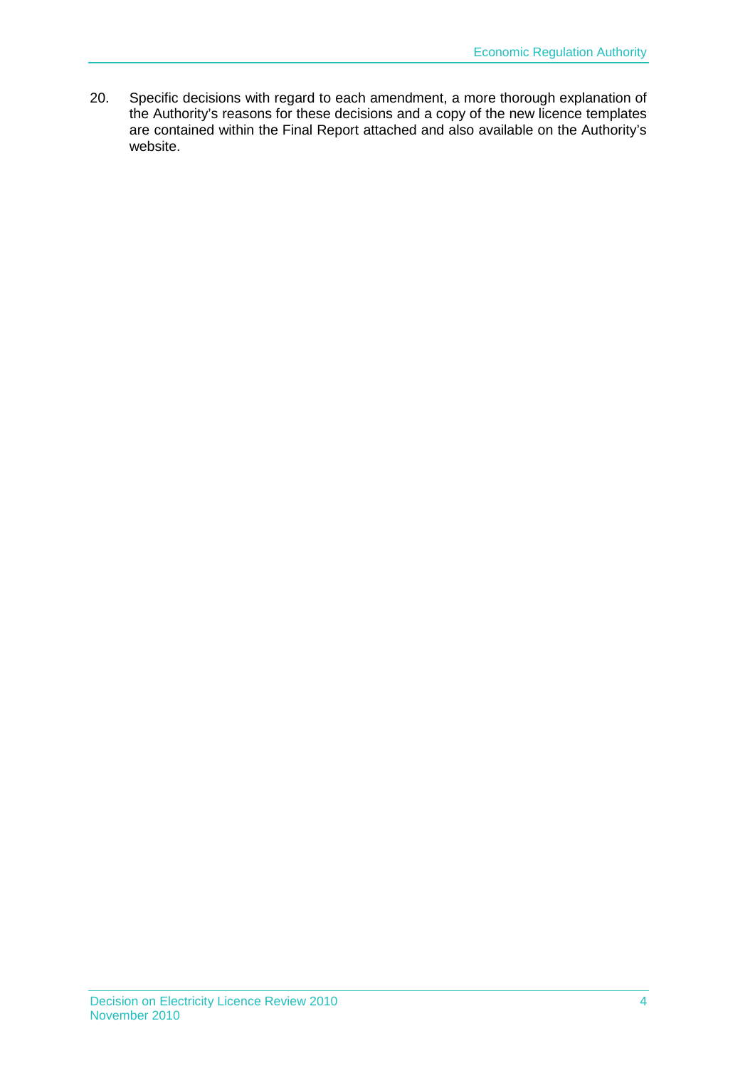20. Specific decisions with regard to each amendment, a more thorough explanation of the Authority's reasons for these decisions and a copy of the new licence templates are contained within the Final Report attached and also available on the Authority's website.